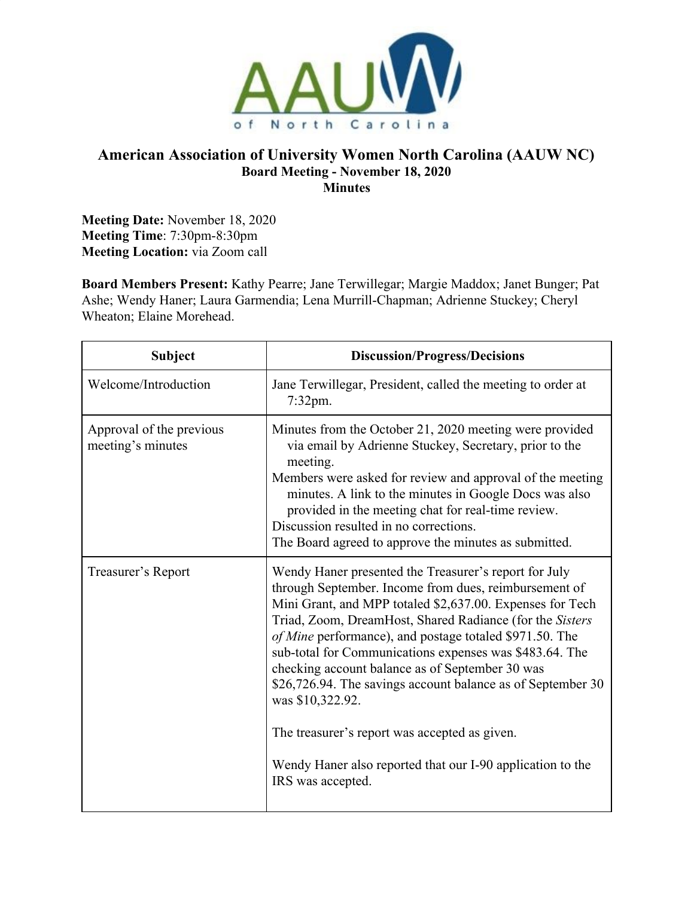AAUW of North Carolina

# American Association of University Women North Carolina (AAUW NC)

## Board Meeting - November 18, 2020

## Minutes

**Meeting Date:** November 18, 2020
**Meeting Time**: 7:30pm-8:30pm
**Meeting Location:** via Zoom call

**Board Members Present:** Kathy Pearre; Jane Terwillegar; Margie Maddox; Janet Bunger; Pat Ashe; Wendy Haner; Laura Garmendia; Lena Murrill-Chapman; Adrienne Stuckey; Cheryl Wheaton; Elaine Morehead.

| Subject | Discussion/Progress/Decisions |
|---|---|
| Welcome/Introduction | Jane Terwillegar, President, called the meeting to order at 7:32pm. |
| Approval of the previous meeting's minutes | Minutes from the October 21, 2020 meeting were provided via email by Adrienne Stuckey, Secretary, prior to the meeting.<br>Members were asked for review and approval of the meeting minutes. A link to the minutes in Google Docs was also provided in the meeting chat for real-time review.<br>Discussion resulted in no corrections.<br>The Board agreed to approve the minutes as submitted. |
| Treasurer's Report | Wendy Haner presented the Treasurer's report for July through September. Income from dues, reimbursement of Mini Grant, and MPP totaled $2,637.00. Expenses for Tech Triad, Zoom, DreamHost, Shared Radiance (for the *Sisters of Mine* performance), and postage totaled $971.50. The sub-total for Communications expenses was $483.64. The checking account balance as of September 30 was $26,726.94. The savings account balance as of September 30 was $10,322.92.<br><br>The treasurer's report was accepted as given.<br><br>Wendy Haner also reported that our I-90 application to the IRS was accepted. |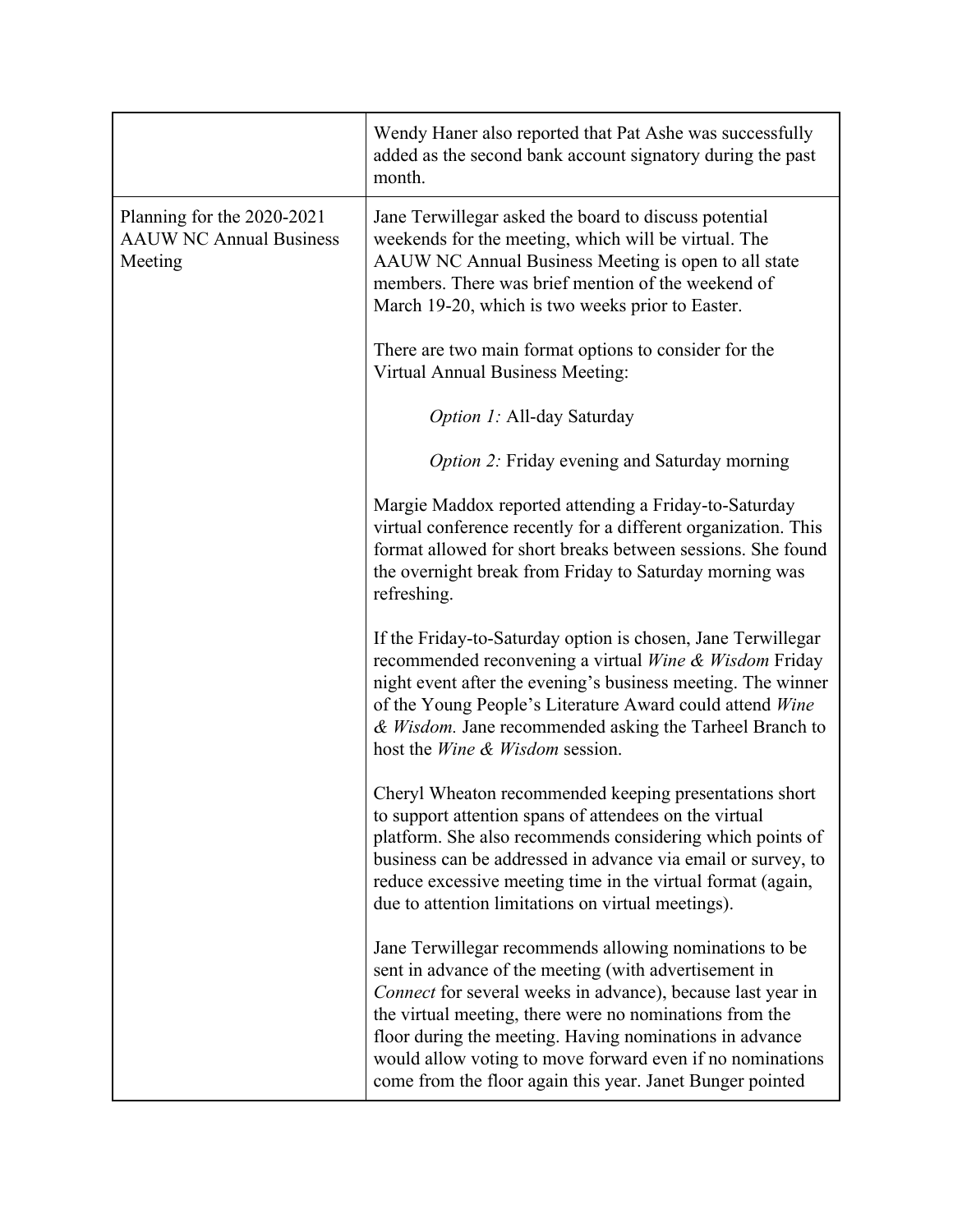| | |
|---|---|
| | Wendy Haner also reported that Pat Ashe was successfully added as the second bank account signatory during the past month. |
| Planning for the 2020-2021 AAUW NC Annual Business Meeting | Jane Terwillegar asked the board to discuss potential weekends for the meeting, which will be virtual. The AAUW NC Annual Business Meeting is open to all state members. There was brief mention of the weekend of March 19-20, which is two weeks prior to Easter.<br><br>There are two main format options to consider for the Virtual Annual Business Meeting:<br><br>*Option 1:* All-day Saturday<br><br>*Option 2:* Friday evening and Saturday morning<br><br>Margie Maddox reported attending a Friday-to-Saturday virtual conference recently for a different organization. This format allowed for short breaks between sessions. She found the overnight break from Friday to Saturday morning was refreshing.<br><br>If the Friday-to-Saturday option is chosen, Jane Terwillegar recommended reconvening a virtual *Wine & Wisdom* Friday night event after the evening's business meeting. The winner of the Young People's Literature Award could attend *Wine & Wisdom.* Jane recommended asking the Tarheel Branch to host the *Wine & Wisdom* session.<br><br>Cheryl Wheaton recommended keeping presentations short to support attention spans of attendees on the virtual platform. She also recommends considering which points of business can be addressed in advance via email or survey, to reduce excessive meeting time in the virtual format (again, due to attention limitations on virtual meetings).<br><br>Jane Terwillegar recommends allowing nominations to be sent in advance of the meeting (with advertisement in *Connect* for several weeks in advance), because last year in the virtual meeting, there were no nominations from the floor during the meeting. Having nominations in advance would allow voting to move forward even if no nominations come from the floor again this year. Janet Bunger pointed |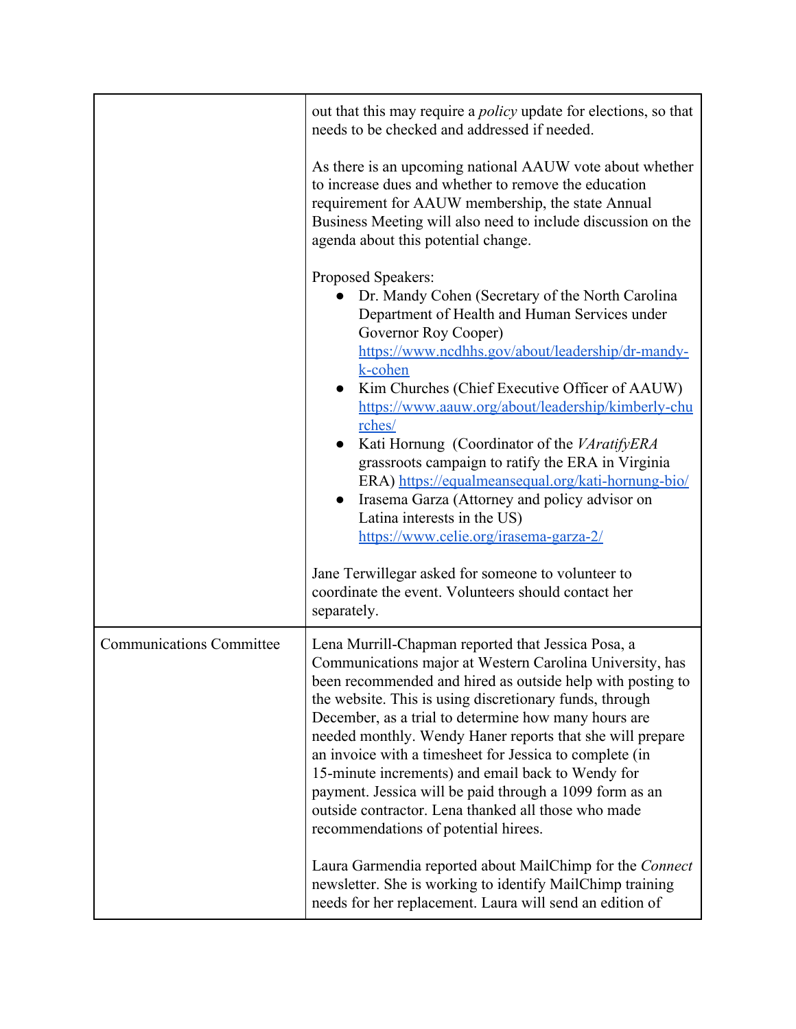| | |
|---|---|
| | out that this may require a *policy* update for elections, so that needs to be checked and addressed if needed.<br><br>As there is an upcoming national AAUW vote about whether to increase dues and whether to remove the education requirement for AAUW membership, the state Annual Business Meeting will also need to include discussion on the agenda about this potential change.<br><br>Proposed Speakers:<br>• Dr. Mandy Cohen (Secretary of the North Carolina Department of Health and Human Services under Governor Roy Cooper) [https://www.ncdhhs.gov/about/leadership/dr-mandy-k-cohen](https://www.ncdhhs.gov/about/leadership/dr-mandy-k-cohen)<br>• Kim Churches (Chief Executive Officer of AAUW) [https://www.aauw.org/about/leadership/kimberly-churches/](https://www.aauw.org/about/leadership/kimberly-churches/)<br>• Kati Hornung (Coordinator of the *VAratifyERA* grassroots campaign to ratify the ERA in Virginia ERA) [https://equalmeansequal.org/kati-hornung-bio/](https://equalmeansequal.org/kati-hornung-bio/)<br>• Irasema Garza (Attorney and policy advisor on Latina interests in the US) [https://www.celie.org/irasema-garza-2/](https://www.celie.org/irasema-garza-2/)<br><br>Jane Terwillegar asked for someone to volunteer to coordinate the event. Volunteers should contact her separately. |
| Communications Committee | Lena Murrill-Chapman reported that Jessica Posa, a Communications major at Western Carolina University, has been recommended and hired as outside help with posting to the website. This is using discretionary funds, through December, as a trial to determine how many hours are needed monthly. Wendy Haner reports that she will prepare an invoice with a timesheet for Jessica to complete (in 15-minute increments) and email back to Wendy for payment. Jessica will be paid through a 1099 form as an outside contractor. Lena thanked all those who made recommendations of potential hirees.<br><br>Laura Garmendia reported about MailChimp for the *Connect* newsletter. She is working to identify MailChimp training needs for her replacement. Laura will send an edition of |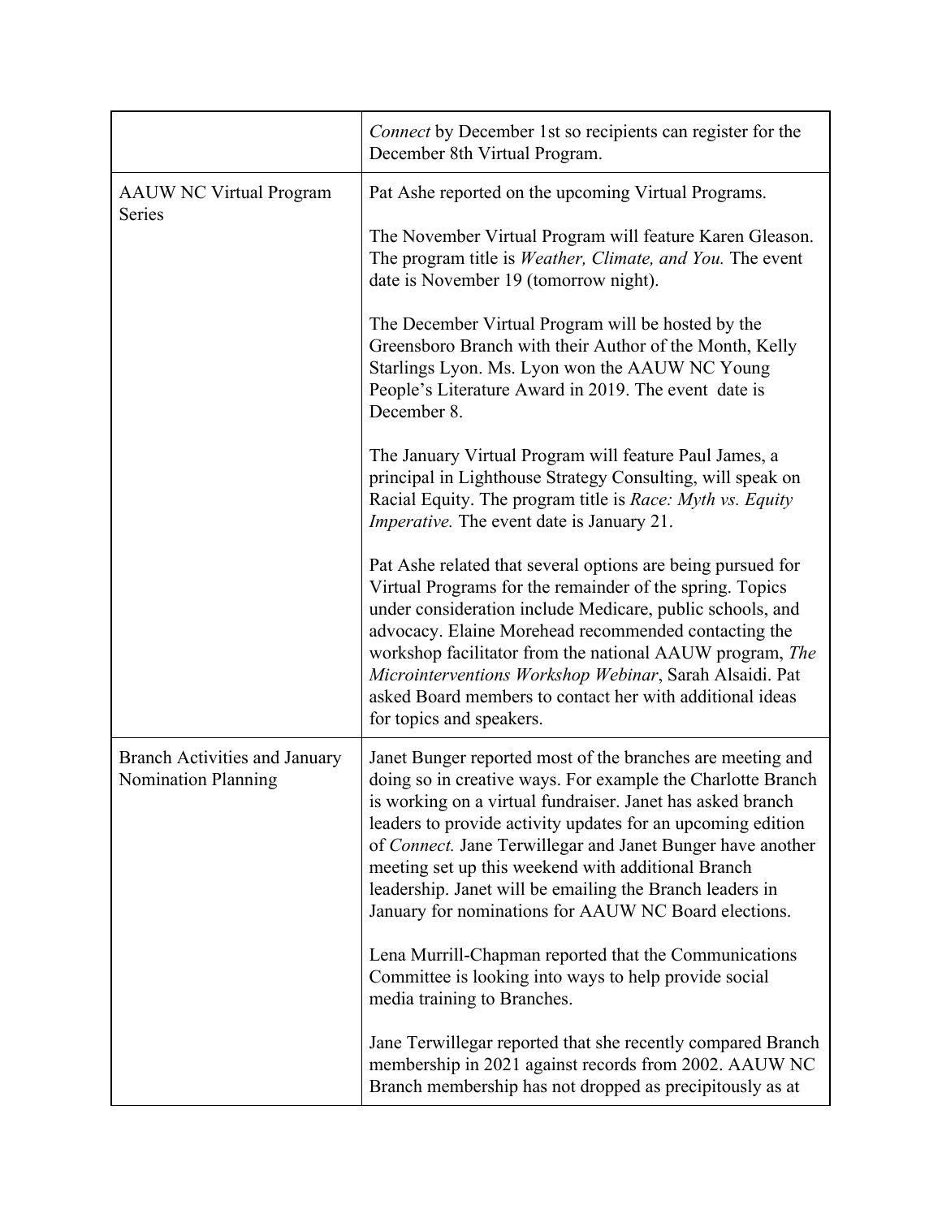| | |
|---|---|
| | *Connect* by December 1st so recipients can register for the December 8th Virtual Program. |
| AAUW NC Virtual Program Series | Pat Ashe reported on the upcoming Virtual Programs.<br><br>The November Virtual Program will feature Karen Gleason. The program title is *Weather, Climate, and You.* The event date is November 19 (tomorrow night).<br><br>The December Virtual Program will be hosted by the Greensboro Branch with their Author of the Month, Kelly Starlings Lyon. Ms. Lyon won the AAUW NC Young People's Literature Award in 2019. The event date is December 8.<br><br>The January Virtual Program will feature Paul James, a principal in Lighthouse Strategy Consulting, will speak on Racial Equity. The program title is *Race: Myth vs. Equity Imperative.* The event date is January 21.<br><br>Pat Ashe related that several options are being pursued for Virtual Programs for the remainder of the spring. Topics under consideration include Medicare, public schools, and advocacy. Elaine Morehead recommended contacting the workshop facilitator from the national AAUW program, *The Microinterventions Workshop Webinar*, Sarah Alsaidi. Pat asked Board members to contact her with additional ideas for topics and speakers. |
| Branch Activities and January Nomination Planning | Janet Bunger reported most of the branches are meeting and doing so in creative ways. For example the Charlotte Branch is working on a virtual fundraiser. Janet has asked branch leaders to provide activity updates for an upcoming edition of *Connect.* Jane Terwillegar and Janet Bunger have another meeting set up this weekend with additional Branch leadership. Janet will be emailing the Branch leaders in January for nominations for AAUW NC Board elections.<br><br>Lena Murrill-Chapman reported that the Communications Committee is looking into ways to help provide social media training to Branches.<br><br>Jane Terwillegar reported that she recently compared Branch membership in 2021 against records from 2002. AAUW NC Branch membership has not dropped as precipitously as at |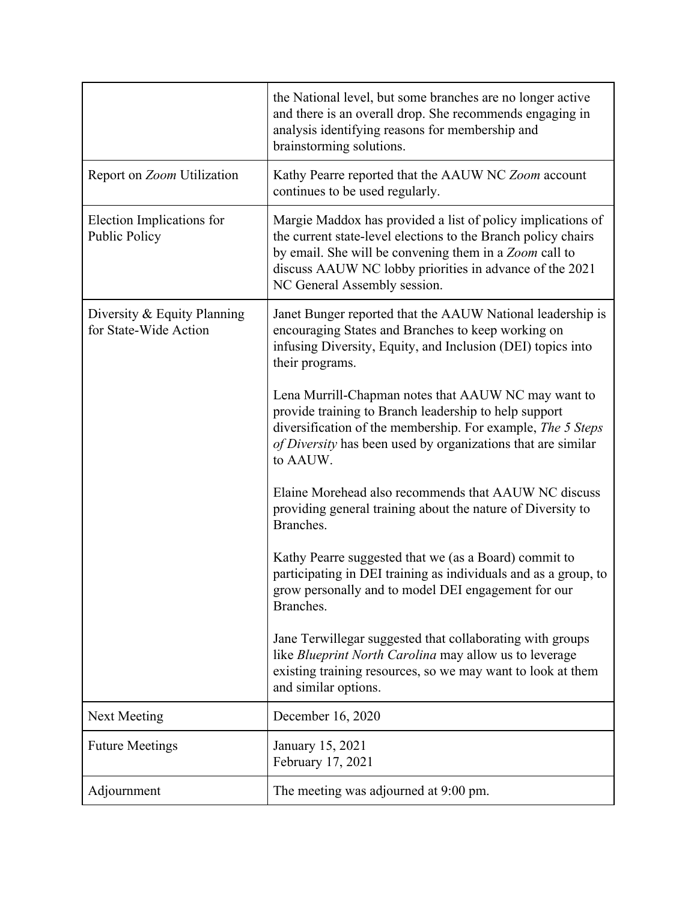| | |
|---|---|
| | the National level, but some branches are no longer active and there is an overall drop. She recommends engaging in analysis identifying reasons for membership and brainstorming solutions. |
| Report on *Zoom* Utilization | Kathy Pearre reported that the AAUW NC *Zoom* account continues to be used regularly. |
| Election Implications for Public Policy | Margie Maddox has provided a list of policy implications of the current state-level elections to the Branch policy chairs by email. She will be convening them in a *Zoom* call to discuss AAUW NC lobby priorities in advance of the 2021 NC General Assembly session. |
| Diversity & Equity Planning for State-Wide Action | Janet Bunger reported that the AAUW National leadership is encouraging States and Branches to keep working on infusing Diversity, Equity, and Inclusion (DEI) topics into their programs.<br><br>Lena Murrill-Chapman notes that AAUW NC may want to provide training to Branch leadership to help support diversification of the membership. For example, *The 5 Steps of Diversity* has been used by organizations that are similar to AAUW.<br><br>Elaine Morehead also recommends that AAUW NC discuss providing general training about the nature of Diversity to Branches.<br><br>Kathy Pearre suggested that we (as a Board) commit to participating in DEI training as individuals and as a group, to grow personally and to model DEI engagement for our Branches.<br><br>Jane Terwillegar suggested that collaborating with groups like *Blueprint North Carolina* may allow us to leverage existing training resources, so we may want to look at them and similar options. |
| Next Meeting | December 16, 2020 |
| Future Meetings | January 15, 2021<br>February 17, 2021 |
| Adjournment | The meeting was adjourned at 9:00 pm. |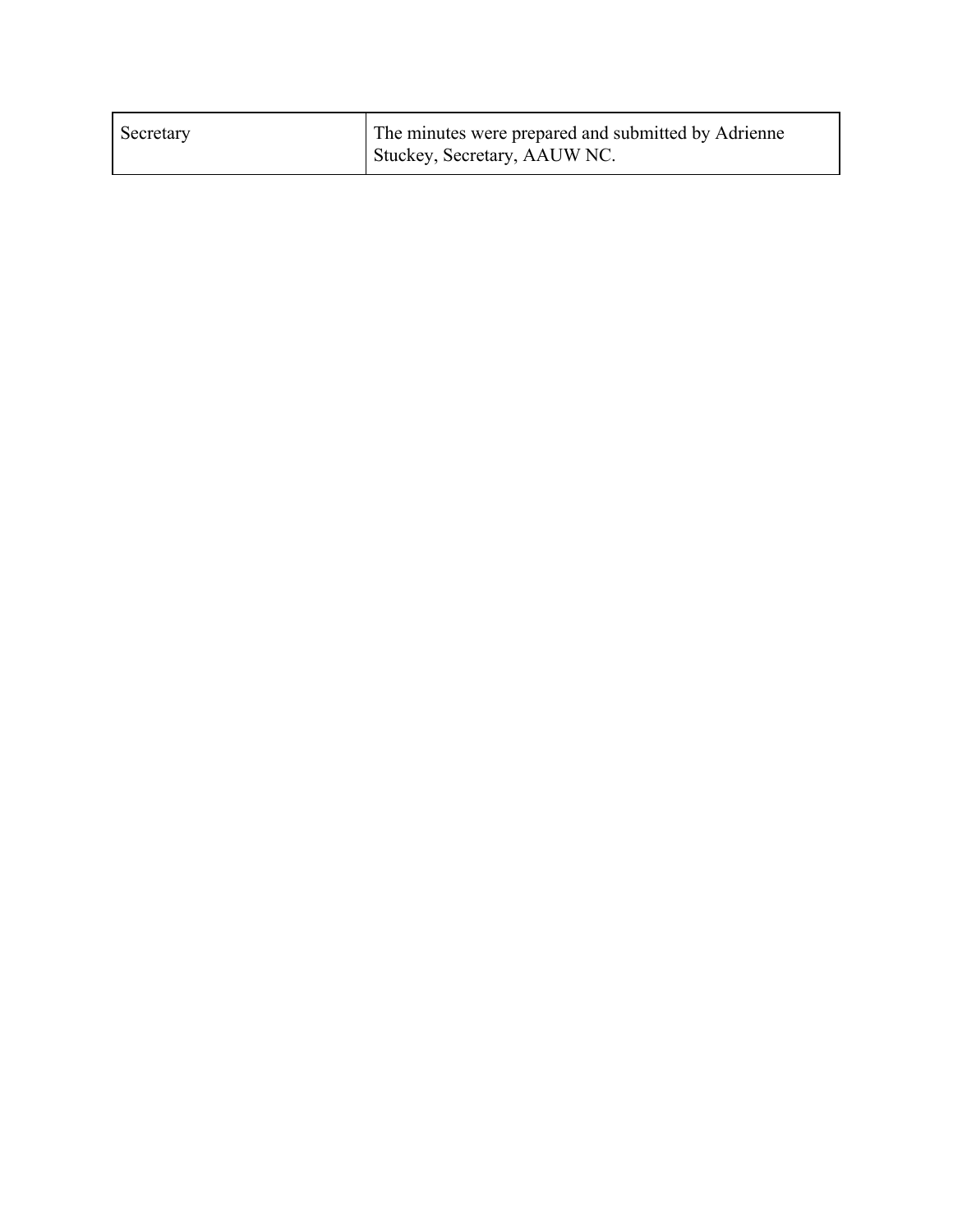| | |
|---|---|
| Secretary | The minutes were prepared and submitted by Adrienne Stuckey, Secretary, AAUW NC. |